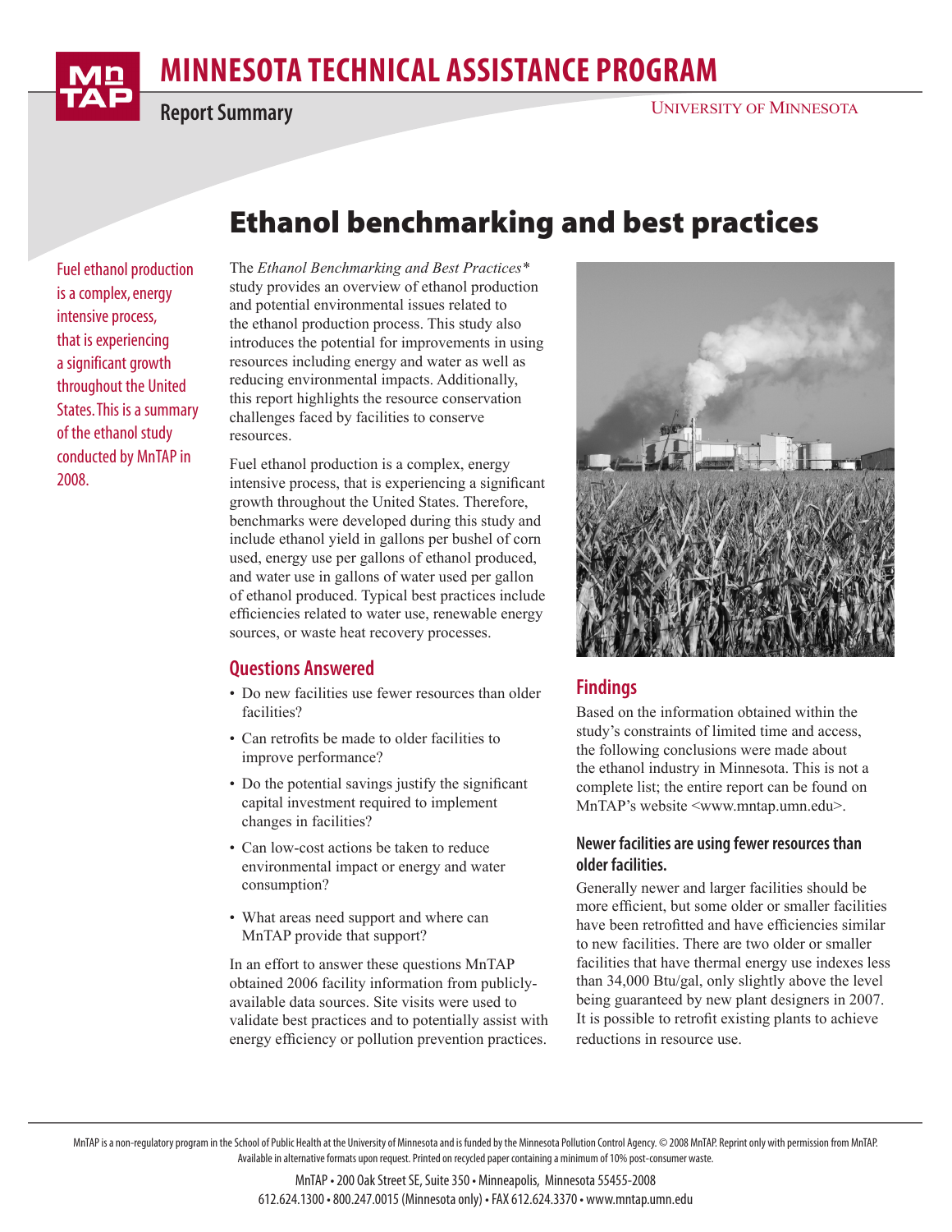# MINNESOTA TECHNICAL ASSISTANCE PROGRAM

**Report Summary**

UNIVERSITY OF MINNESOTA

# Ethanol benchmarking and best practices

Fuel ethanol production is a complex, energy intensive process, that is experiencing a significant growth throughout the United States. This is a summary of the ethanol study conducted by MnTAP in 2008.

The *Ethanol Benchmarking and Best Practices\** study provides an overview of ethanol production and potential environmental issues related to the ethanol production process. This study also introduces the potential for improvements in using resources including energy and water as well as reducing environmental impacts. Additionally, this report highlights the resource conservation challenges faced by facilities to conserve resources.

Fuel ethanol production is a complex, energy intensive process, that is experiencing a significant growth throughout the United States. Therefore, benchmarks were developed during this study and include ethanol yield in gallons per bushel of corn used, energy use per gallons of ethanol produced, and water use in gallons of water used per gallon of ethanol produced. Typical best practices include efficiencies related to water use, renewable energy sources, or waste heat recovery processes.

## Questions Answered

- Do new facilities use fewer resources than older facilities?
- Can retrofits be made to older facilities to improve performance?
- Do the potential savings justify the significant capital investment required to implement changes in facilities?
- Can low-cost actions be taken to reduce environmental impact or energy and water consumption?
- What areas need support and where can MnTAP provide that support?

In an effort to answer these questions MnTAP obtained 2006 facility information from publicly-available data sources. Site visits were used to validate best practices and to potentially assist with energy efficiency or pollution prevention practices.

## Findings

Based on the information obtained within the study's constraints of limited time and access, the following conclusions were made about the ethanol industry in Minnesota. This is not a complete list; the entire report can be found on MnTAP's website <www.mntap.umn.edu>.

### Newer facilities are using fewer resources than older facilities.

Generally newer and larger facilities should be more efficient, but some older or smaller facilities have been retrofitted and have efficiencies similar to new facilities. There are two older or smaller facilities that have thermal energy use indexes less than 34,000 Btu/gal, only slightly above the level being guaranteed by new plant designers in 2007. It is possible to retrofit existing plants to achieve reductions in resource use.

MnTAP is a non-regulatory program in the School of Public Health at the University of Minnesota and is funded by the Minnesota Pollution Control Agency. © 2008 MnTAP. Reprint only with permission from MnTAP. Available in alternative formats upon request. Printed on recycled paper containing a minimum of 10% post-consumer waste.

MnTAP • 200 Oak Street SE, Suite 350 • Minneapolis, Minnesota 55455-2008
612.624.1300 • 800.247.0015 (Minnesota only) • FAX 612.624.3370 • www.mntap.umn.edu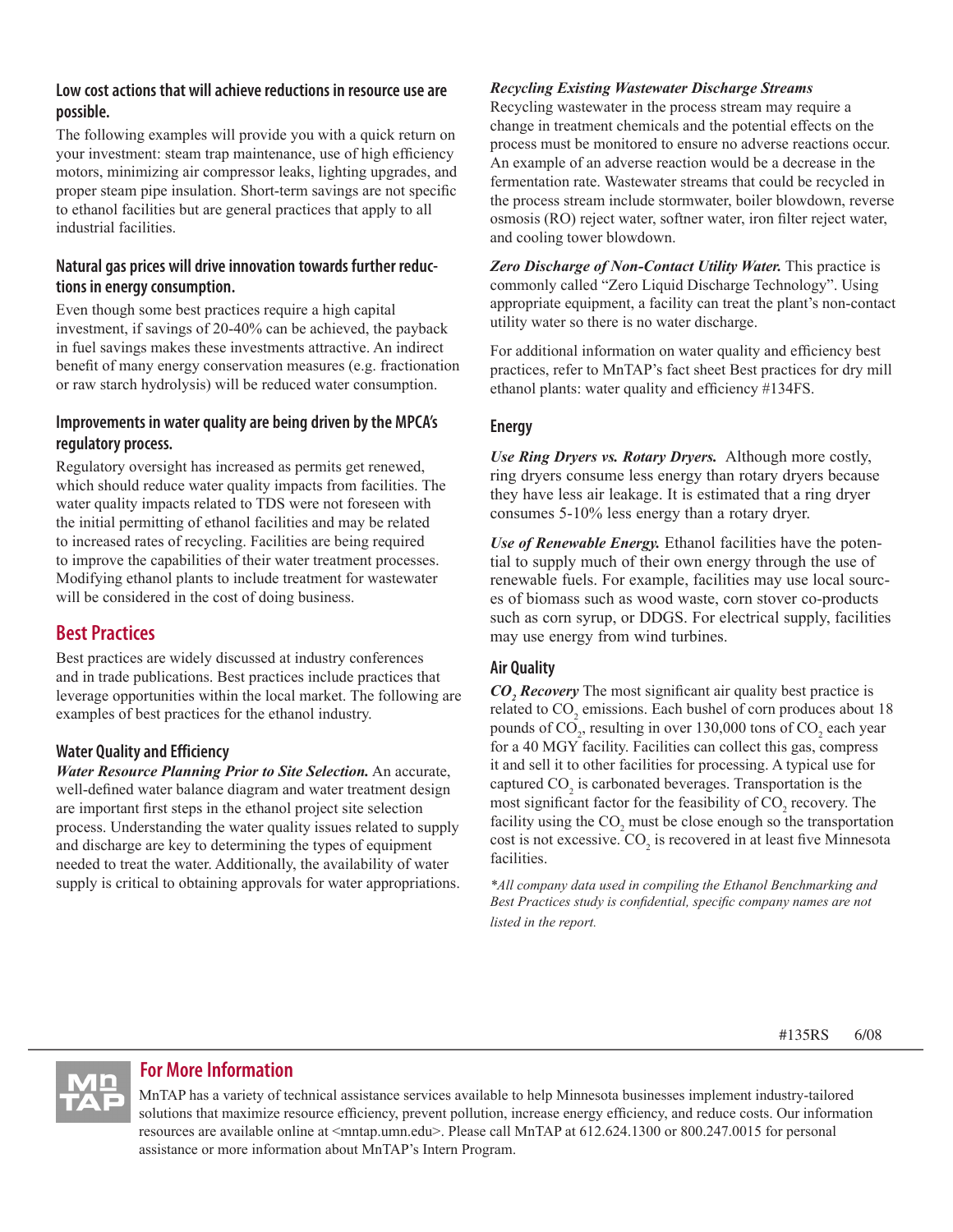### Low cost actions that will achieve reductions in resource use are possible.

The following examples will provide you with a quick return on your investment: steam trap maintenance, use of high efficiency motors, minimizing air compressor leaks, lighting upgrades, and proper steam pipe insulation. Short-term savings are not specific to ethanol facilities but are general practices that apply to all industrial facilities.

### Natural gas prices will drive innovation towards further reductions in energy consumption.

Even though some best practices require a high capital investment, if savings of 20-40% can be achieved, the payback in fuel savings makes these investments attractive. An indirect benefit of many energy conservation measures (e.g. fractionation or raw starch hydrolysis) will be reduced water consumption.

### Improvements in water quality are being driven by the MPCA's regulatory process.

Regulatory oversight has increased as permits get renewed, which should reduce water quality impacts from facilities. The water quality impacts related to TDS were not foreseen with the initial permitting of ethanol facilities and may be related to increased rates of recycling. Facilities are being required to improve the capabilities of their water treatment processes. Modifying ethanol plants to include treatment for wastewater will be considered in the cost of doing business.

## Best Practices

Best practices are widely discussed at industry conferences and in trade publications. Best practices include practices that leverage opportunities within the local market. The following are examples of best practices for the ethanol industry.

### Water Quality and Efficiency

***Water Resource Planning Prior to Site Selection.*** An accurate, well-defined water balance diagram and water treatment design are important first steps in the ethanol project site selection process. Understanding the water quality issues related to supply and discharge are key to determining the types of equipment needed to treat the water. Additionally, the availability of water supply is critical to obtaining approvals for water appropriations.

***Recycling Existing Wastewater Discharge Streams***
Recycling wastewater in the process stream may require a change in treatment chemicals and the potential effects on the process must be monitored to ensure no adverse reactions occur. An example of an adverse reaction would be a decrease in the fermentation rate. Wastewater streams that could be recycled in the process stream include stormwater, boiler blowdown, reverse osmosis (RO) reject water, softner water, iron filter reject water, and cooling tower blowdown.

***Zero Discharge of Non-Contact Utility Water.*** This practice is commonly called "Zero Liquid Discharge Technology". Using appropriate equipment, a facility can treat the plant's non-contact utility water so there is no water discharge.

For additional information on water quality and efficiency best practices, refer to MnTAP's fact sheet Best practices for dry mill ethanol plants: water quality and efficiency #134FS.

### Energy

***Use Ring Dryers vs. Rotary Dryers.*** Although more costly, ring dryers consume less energy than rotary dryers because they have less air leakage. It is estimated that a ring dryer consumes 5-10% less energy than a rotary dryer.

***Use of Renewable Energy.*** Ethanol facilities have the potential to supply much of their own energy through the use of renewable fuels. For example, facilities may use local sources of biomass such as wood waste, corn stover co-products such as corn syrup, or DDGS. For electrical supply, facilities may use energy from wind turbines.

### Air Quality

***$CO_2$ Recovery*** The most significant air quality best practice is related to $CO_2$ emissions. Each bushel of corn produces about 18 pounds of $CO_2$, resulting in over 130,000 tons of $CO_2$ each year for a 40 MGY facility. Facilities can collect this gas, compress it and sell it to other facilities for processing. A typical use for captured $CO_2$ is carbonated beverages. Transportation is the most significant factor for the feasibility of $CO_2$ recovery. The facility using the $CO_2$ must be close enough so the transportation cost is not excessive. $CO_2$ is recovered in at least five Minnesota facilities.

*\*All company data used in compiling the Ethanol Benchmarking and Best Practices study is confidential, specific company names are not listed in the report.*

#135RS 6/08

## For More Information

MnTAP has a variety of technical assistance services available to help Minnesota businesses implement industry-tailored solutions that maximize resource efficiency, prevent pollution, increase energy efficiency, and reduce costs. Our information resources are available online at <mntap.umn.edu>. Please call MnTAP at 612.624.1300 or 800.247.0015 for personal assistance or more information about MnTAP's Intern Program.